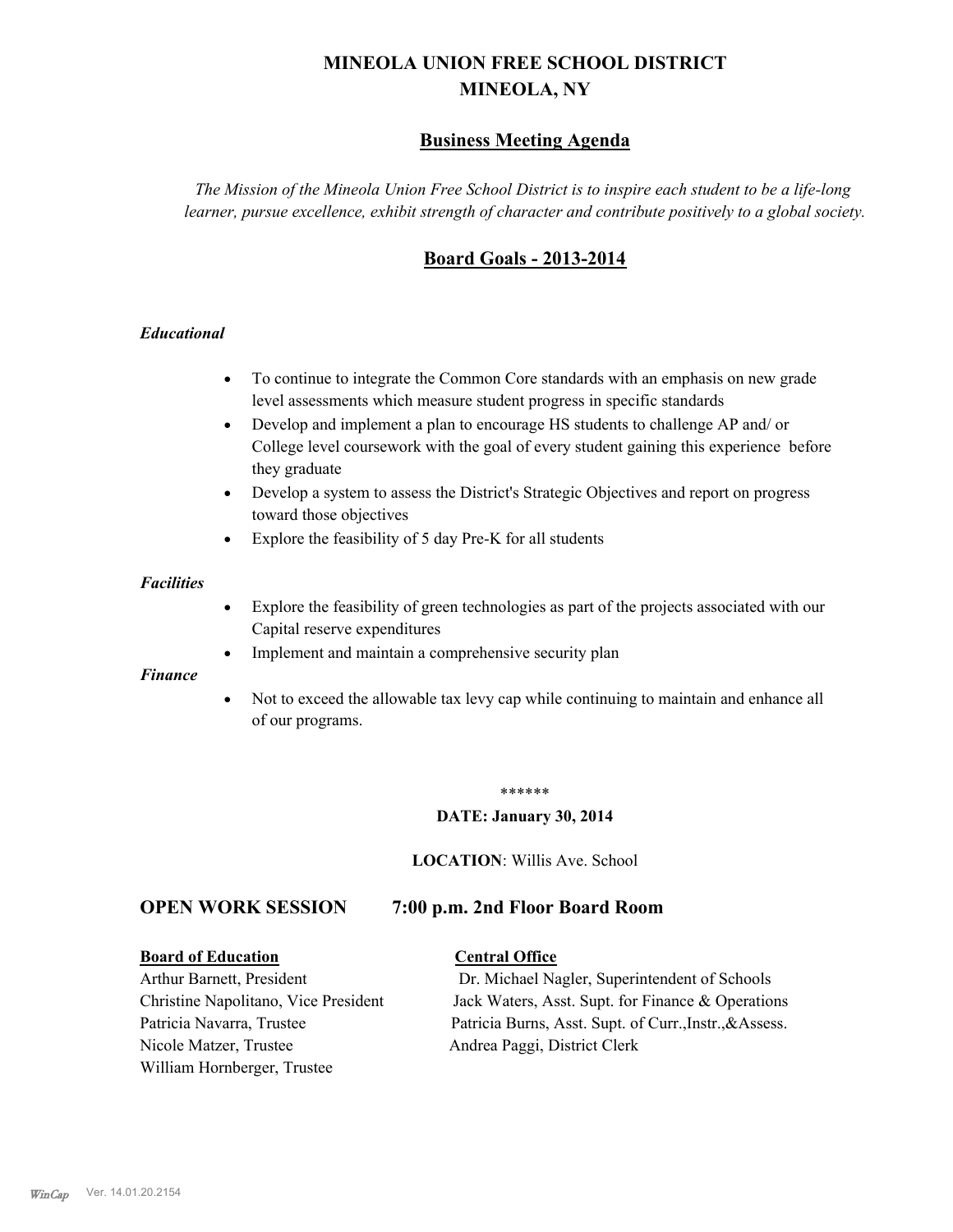# MINEOLA UNION FREE SCHOOL DISTRICT
# MINEOLA, NY

## Business Meeting Agenda

*The Mission of the Mineola Union Free School District is to inspire each student to be a life-long learner, pursue excellence, exhibit strength of character and contribute positively to a global society.*

## Board Goals - 2013-2014

***Educational***

- To continue to integrate the Common Core standards with an emphasis on new grade level assessments which measure student progress in specific standards
- Develop and implement a plan to encourage HS students to challenge AP and/ or College level coursework with the goal of every student gaining this experience before they graduate
- Develop a system to assess the District's Strategic Objectives and report on progress toward those objectives
- Explore the feasibility of 5 day Pre-K for all students

***Facilities***

- Explore the feasibility of green technologies as part of the projects associated with our Capital reserve expenditures
- Implement and maintain a comprehensive security plan

***Finance***

- Not to exceed the allowable tax levy cap while continuing to maintain and enhance all of our programs.

******

**DATE: January 30, 2014**

**LOCATION**: Willis Ave. School

## OPEN WORK SESSION 7:00 p.m. 2nd Floor Board Room

**Board of Education**

Arthur Barnett, President
Christine Napolitano, Vice President
Patricia Navarra, Trustee
Nicole Matzer, Trustee
William Hornberger, Trustee

**Central Office**

Dr. Michael Nagler, Superintendent of Schools
Jack Waters, Asst. Supt. for Finance & Operations
Patricia Burns, Asst. Supt. of Curr.,Instr.,&Assess.
Andrea Paggi, District Clerk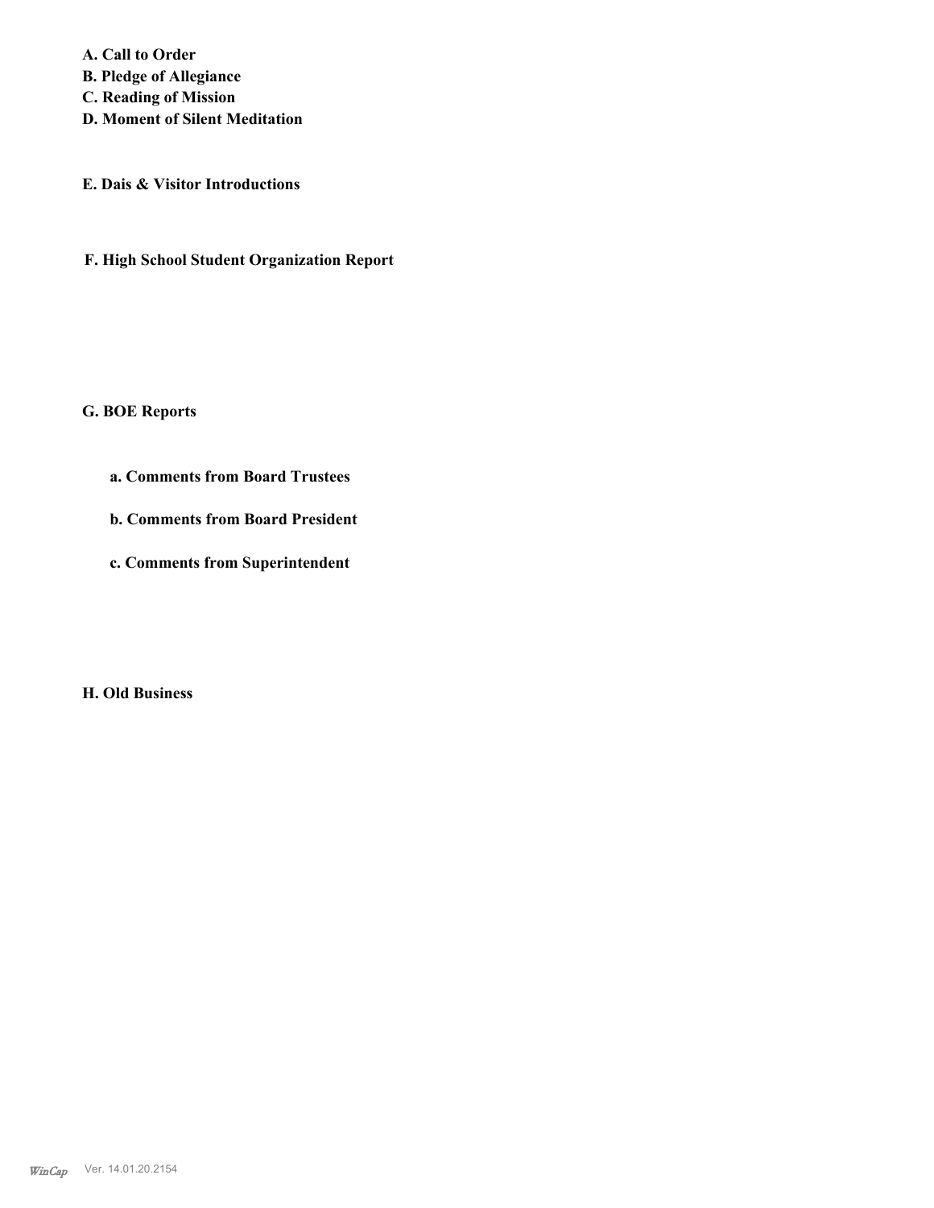**A. Call to Order**
**B. Pledge of Allegiance**
**C. Reading of Mission**
**D. Moment of Silent Meditation**

**E. Dais & Visitor Introductions**

**F. High School Student Organization Report**

**G. BOE Reports**

**a. Comments from Board Trustees**

**b. Comments from Board President**

**c. Comments from Superintendent**

**H. Old Business**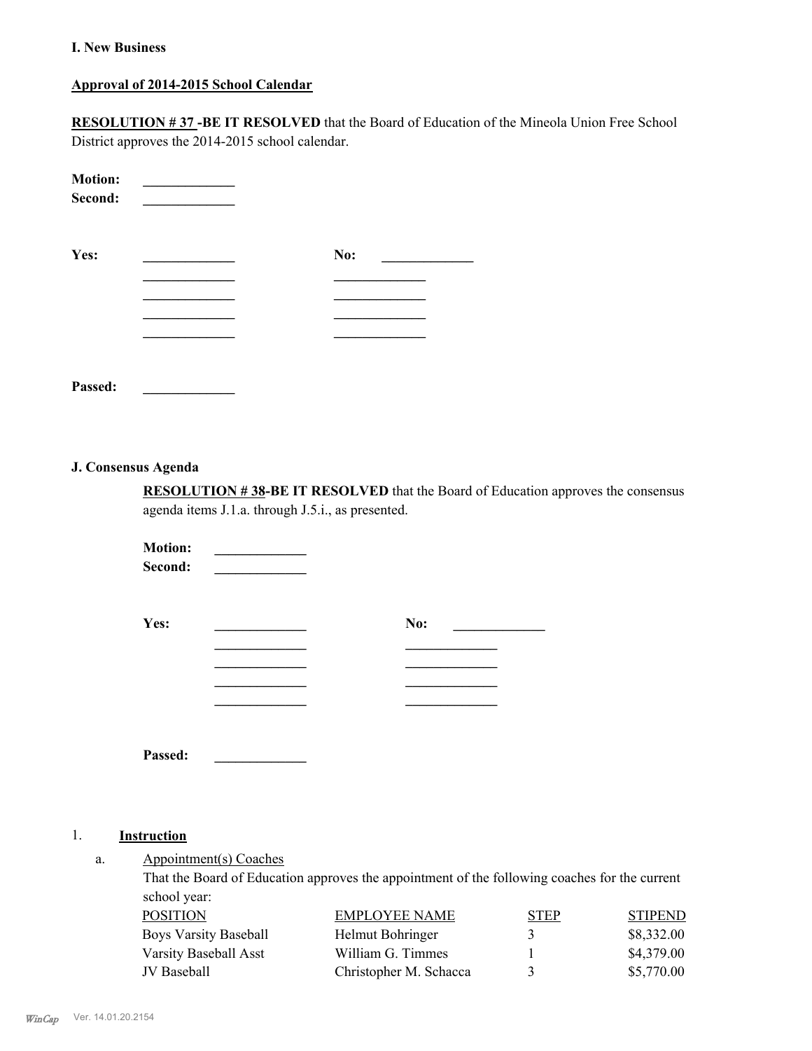**I. New Business**

**Approval of 2014-2015 School Calendar**

**RESOLUTION # 37 -BE IT RESOLVED** that the Board of Education of the Mineola Union Free School District approves the 2014-2015 school calendar.

**Motion:** _____________
**Second:** _____________

**Yes:** _____________ **No:** _____________
_____________ _____________
_____________ _____________
_____________ _____________
_____________ _____________

**Passed:** _____________

**J. Consensus Agenda**

**RESOLUTION # 38-BE IT RESOLVED** that the Board of Education approves the consensus agenda items J.1.a. through J.5.i., as presented.

**Motion:** _____________
**Second:** _____________

**Yes:** _____________ **No:** _____________
_____________ _____________
_____________ _____________
_____________ _____________
_____________ _____________

**Passed:** _____________

1. **Instruction**

a. Appointment(s) Coaches
That the Board of Education approves the appointment of the following coaches for the current school year:

| POSITION | EMPLOYEE NAME | STEP | STIPEND |
|---|---|---|---|
| Boys Varsity Baseball | Helmut Bohringer | 3 | $8,332.00 |
| Varsity Baseball Asst | William G. Timmes | 1 | $4,379.00 |
| JV Baseball | Christopher M. Schacca | 3 | $5,770.00 |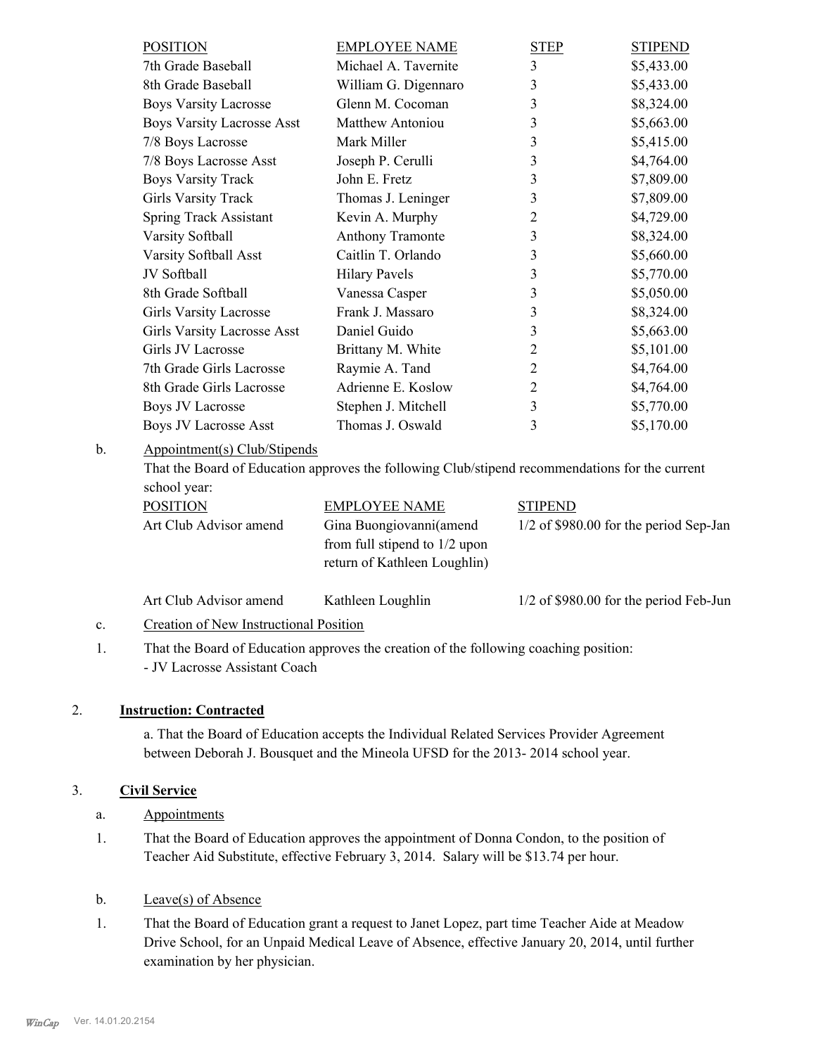| POSITION | EMPLOYEE NAME | STEP | STIPEND |
|---|---|---|---|
| 7th Grade Baseball | Michael A. Tavernite | 3 | $5,433.00 |
| 8th Grade Baseball | William G. Digennaro | 3 | $5,433.00 |
| Boys Varsity Lacrosse | Glenn M. Cocoman | 3 | $8,324.00 |
| Boys Varsity Lacrosse Asst | Matthew Antoniou | 3 | $5,663.00 |
| 7/8 Boys Lacrosse | Mark Miller | 3 | $5,415.00 |
| 7/8 Boys Lacrosse Asst | Joseph P. Cerulli | 3 | $4,764.00 |
| Boys Varsity Track | John E. Fretz | 3 | $7,809.00 |
| Girls Varsity Track | Thomas J. Leninger | 3 | $7,809.00 |
| Spring Track Assistant | Kevin A. Murphy | 2 | $4,729.00 |
| Varsity Softball | Anthony Tramonte | 3 | $8,324.00 |
| Varsity Softball Asst | Caitlin T. Orlando | 3 | $5,660.00 |
| JV Softball | Hilary Pavels | 3 | $5,770.00 |
| 8th Grade Softball | Vanessa Casper | 3 | $5,050.00 |
| Girls Varsity Lacrosse | Frank J. Massaro | 3 | $8,324.00 |
| Girls Varsity Lacrosse Asst | Daniel Guido | 3 | $5,663.00 |
| Girls JV Lacrosse | Brittany M. White | 2 | $5,101.00 |
| 7th Grade Girls Lacrosse | Raymie A. Tand | 2 | $4,764.00 |
| 8th Grade Girls Lacrosse | Adrienne E. Koslow | 2 | $4,764.00 |
| Boys JV Lacrosse | Stephen J. Mitchell | 3 | $5,770.00 |
| Boys JV Lacrosse Asst | Thomas J. Oswald | 3 | $5,170.00 |

b. Appointment(s) Club/Stipends

That the Board of Education approves the following Club/stipend recommendations for the current school year:

| POSITION | EMPLOYEE NAME | STIPEND |
|---|---|---|
| Art Club Advisor amend | Gina Buongiovanni(amend from full stipend to 1/2 upon return of Kathleen Loughlin) | 1/2 of $980.00 for the period Sep-Jan |
| Art Club Advisor amend | Kathleen Loughlin | 1/2 of $980.00 for the period Feb-Jun |

c. Creation of New Instructional Position

1. That the Board of Education approves the creation of the following coaching position:
   - JV Lacrosse Assistant Coach

## 2. **Instruction: Contracted**

a. That the Board of Education accepts the Individual Related Services Provider Agreement between Deborah J. Bousquet and the Mineola UFSD for the 2013- 2014 school year.

## 3. **Civil Service**

a. Appointments

1. That the Board of Education approves the appointment of Donna Condon, to the position of Teacher Aid Substitute, effective February 3, 2014. Salary will be $13.74 per hour.

b. Leave(s) of Absence

1. That the Board of Education grant a request to Janet Lopez, part time Teacher Aide at Meadow Drive School, for an Unpaid Medical Leave of Absence, effective January 20, 2014, until further examination by her physician.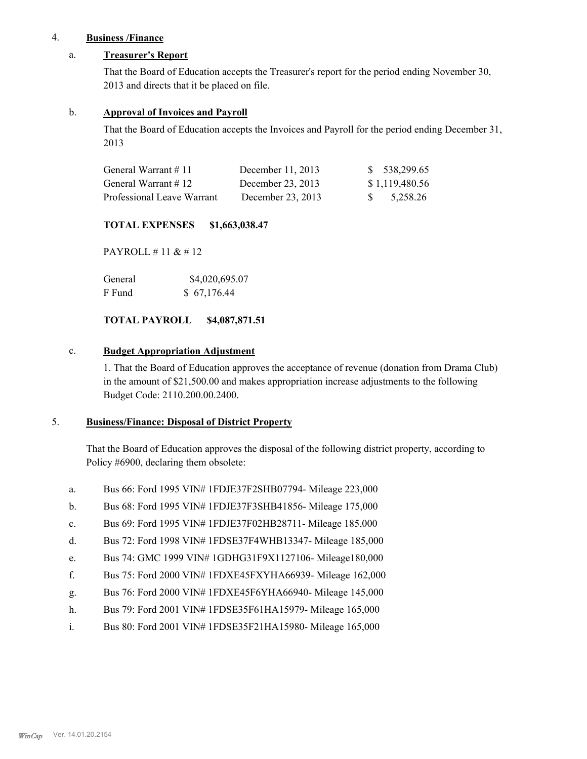4. **Business /Finance**

a. **Treasurer's Report**

That the Board of Education accepts the Treasurer's report for the period ending November 30, 2013 and directs that it be placed on file.

b. **Approval of Invoices and Payroll**

That the Board of Education accepts the Invoices and Payroll for the period ending December 31, 2013

| | | |
|---|---|---|
| General Warrant # 11 | December 11, 2013 | $ 538,299.65 |
| General Warrant # 12 | December 23, 2013 | $ 1,119,480.56 |
| Professional Leave Warrant | December 23, 2013 | $ 5,258.26 |

**TOTAL EXPENSES $1,663,038.47**

PAYROLL # 11 & # 12

| | |
|---|---|
| General | $4,020,695.07 |
| F Fund | $ 67,176.44 |

**TOTAL PAYROLL $4,087,871.51**

c. **Budget Appropriation Adjustment**

1. That the Board of Education approves the acceptance of revenue (donation from Drama Club) in the amount of $21,500.00 and makes appropriation increase adjustments to the following Budget Code: 2110.200.00.2400.

5. **Business/Finance: Disposal of District Property**

That the Board of Education approves the disposal of the following district property, according to Policy #6900, declaring them obsolete:

a. Bus 66: Ford 1995 VIN# 1FDJE37F2SHB07794- Mileage 223,000

b. Bus 68: Ford 1995 VIN# 1FDJE37F3SHB41856- Mileage 175,000

c. Bus 69: Ford 1995 VIN# 1FDJE37F02HB28711- Mileage 185,000

d. Bus 72: Ford 1998 VIN# 1FDSE37F4WHB13347- Mileage 185,000

e. Bus 74: GMC 1999 VIN# 1GDHG31F9X1127106- Mileage180,000

f. Bus 75: Ford 2000 VIN# 1FDXE45FXYHA66939- Mileage 162,000

g. Bus 76: Ford 2000 VIN# 1FDXE45F6YHA66940- Mileage 145,000

h. Bus 79: Ford 2001 VIN# 1FDSE35F61HA15979- Mileage 165,000

i. Bus 80: Ford 2001 VIN# 1FDSE35F21HA15980- Mileage 165,000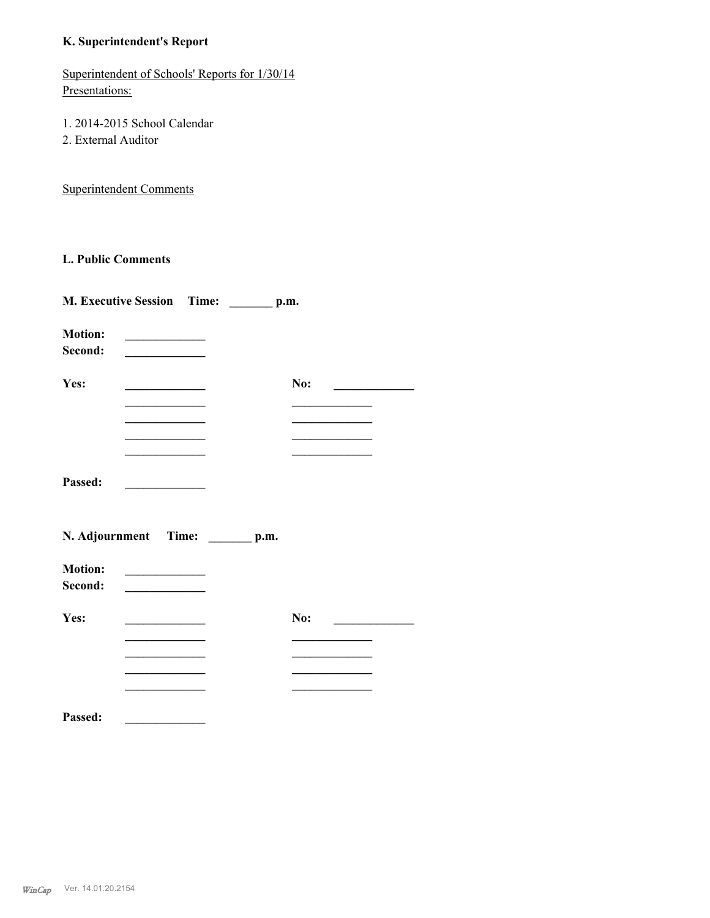## K. Superintendent's Report

Superintendent of Schools' Reports for 1/30/14
Presentations:

1. 2014-2015 School Calendar
2. External Auditor

Superintendent Comments

## L. Public Comments

## M. Executive Session Time: _______ p.m.

**Motion:** _____________
**Second:** _____________

| | | | |
|---|---|---|---|
| **Yes:** | _____________ | **No:** | _____________ |
| | _____________ | | _____________ |
| | _____________ | | _____________ |
| | _____________ | | _____________ |
| | _____________ | | _____________ |

**Passed:** _____________

## N. Adjournment Time: _______ p.m.

**Motion:** _____________
**Second:** _____________

| | | | |
|---|---|---|---|
| **Yes:** | _____________ | **No:** | _____________ |
| | _____________ | | _____________ |
| | _____________ | | _____________ |
| | _____________ | | _____________ |
| | _____________ | | _____________ |

**Passed:** _____________